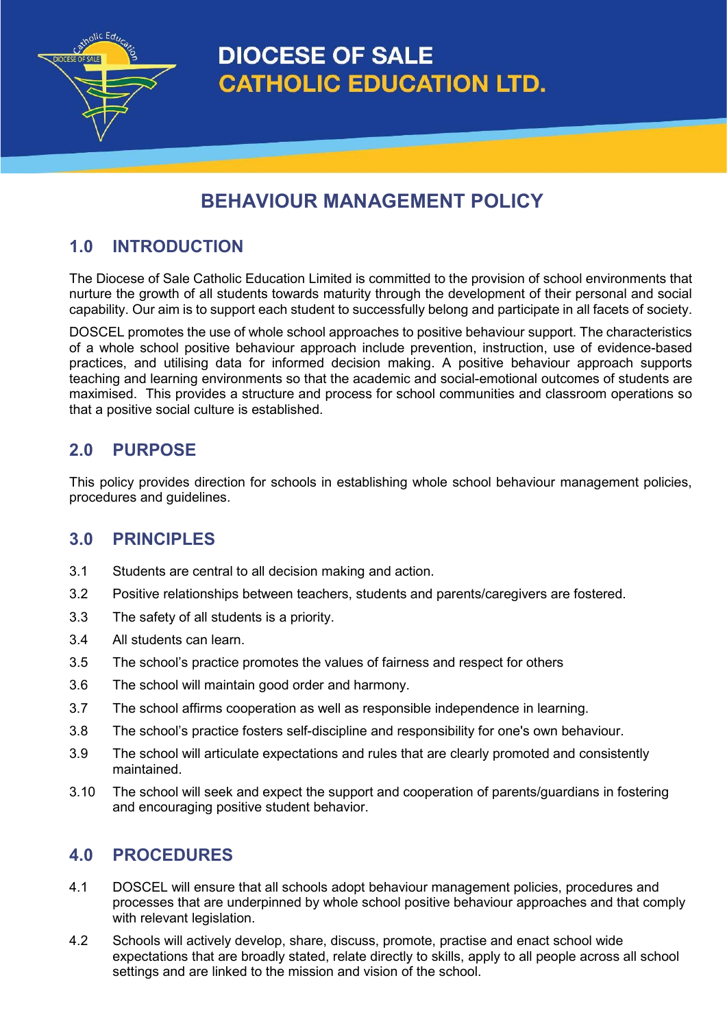# DIOCESE OF SALE
# CATHOLIC EDUCATION LTD.

## BEHAVIOUR MANAGEMENT POLICY

## 1.0 INTRODUCTION

The Diocese of Sale Catholic Education Limited is committed to the provision of school environments that nurture the growth of all students towards maturity through the development of their personal and social capability. Our aim is to support each student to successfully belong and participate in all facets of society.

DOSCEL promotes the use of whole school approaches to positive behaviour support. The characteristics of a whole school positive behaviour approach include prevention, instruction, use of evidence-based practices, and utilising data for informed decision making. A positive behaviour approach supports teaching and learning environments so that the academic and social-emotional outcomes of students are maximised. This provides a structure and process for school communities and classroom operations so that a positive social culture is established.

## 2.0 PURPOSE

This policy provides direction for schools in establishing whole school behaviour management policies, procedures and guidelines.

## 3.0 PRINCIPLES

3.1 Students are central to all decision making and action.

3.2 Positive relationships between teachers, students and parents/caregivers are fostered.

3.3 The safety of all students is a priority.

3.4 All students can learn.

3.5 The school's practice promotes the values of fairness and respect for others

3.6 The school will maintain good order and harmony.

3.7 The school affirms cooperation as well as responsible independence in learning.

3.8 The school's practice fosters self-discipline and responsibility for one's own behaviour.

3.9 The school will articulate expectations and rules that are clearly promoted and consistently maintained.

3.10 The school will seek and expect the support and cooperation of parents/guardians in fostering and encouraging positive student behavior.

## 4.0 PROCEDURES

4.1 DOSCEL will ensure that all schools adopt behaviour management policies, procedures and processes that are underpinned by whole school positive behaviour approaches and that comply with relevant legislation.

4.2 Schools will actively develop, share, discuss, promote, practise and enact school wide expectations that are broadly stated, relate directly to skills, apply to all people across all school settings and are linked to the mission and vision of the school.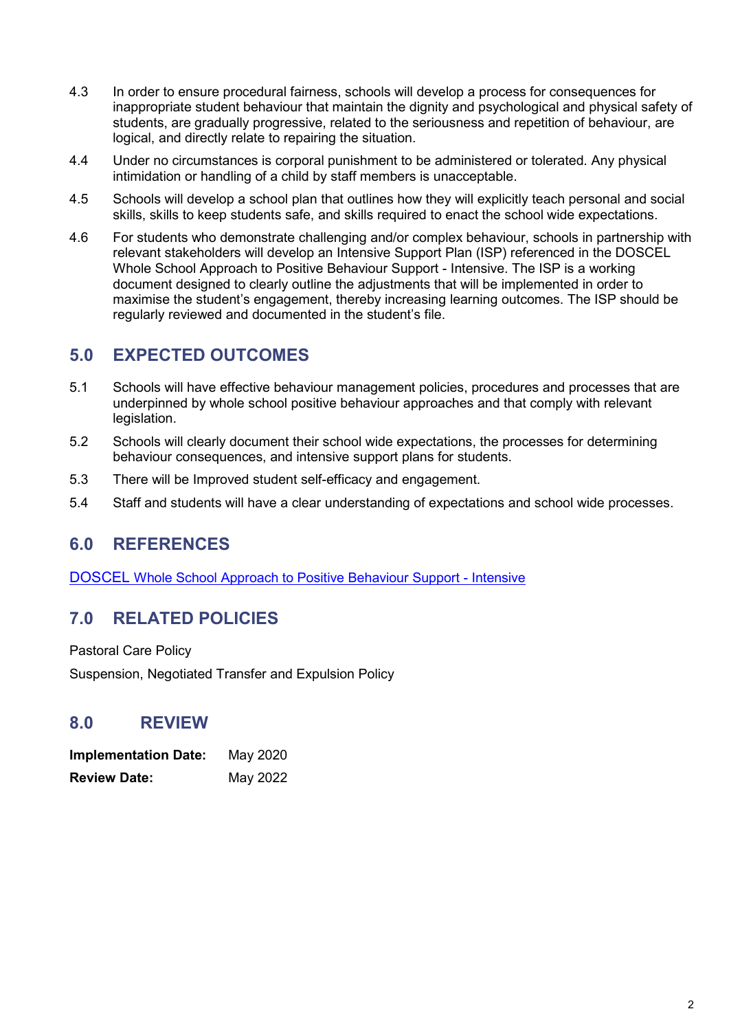4.3 In order to ensure procedural fairness, schools will develop a process for consequences for inappropriate student behaviour that maintain the dignity and psychological and physical safety of students, are gradually progressive, related to the seriousness and repetition of behaviour, are logical, and directly relate to repairing the situation.

4.4 Under no circumstances is corporal punishment to be administered or tolerated. Any physical intimidation or handling of a child by staff members is unacceptable.

4.5 Schools will develop a school plan that outlines how they will explicitly teach personal and social skills, skills to keep students safe, and skills required to enact the school wide expectations.

4.6 For students who demonstrate challenging and/or complex behaviour, schools in partnership with relevant stakeholders will develop an Intensive Support Plan (ISP) referenced in the DOSCEL Whole School Approach to Positive Behaviour Support - Intensive. The ISP is a working document designed to clearly outline the adjustments that will be implemented in order to maximise the student's engagement, thereby increasing learning outcomes. The ISP should be regularly reviewed and documented in the student's file.

## 5.0 EXPECTED OUTCOMES

5.1 Schools will have effective behaviour management policies, procedures and processes that are underpinned by whole school positive behaviour approaches and that comply with relevant legislation.

5.2 Schools will clearly document their school wide expectations, the processes for determining behaviour consequences, and intensive support plans for students.

5.3 There will be Improved student self-efficacy and engagement.

5.4 Staff and students will have a clear understanding of expectations and school wide processes.

## 6.0 REFERENCES

DOSCEL Whole School Approach to Positive Behaviour Support - Intensive

## 7.0 RELATED POLICIES

Pastoral Care Policy

Suspension, Negotiated Transfer and Expulsion Policy

## 8.0 REVIEW

**Implementation Date:** May 2020

**Review Date:** May 2022